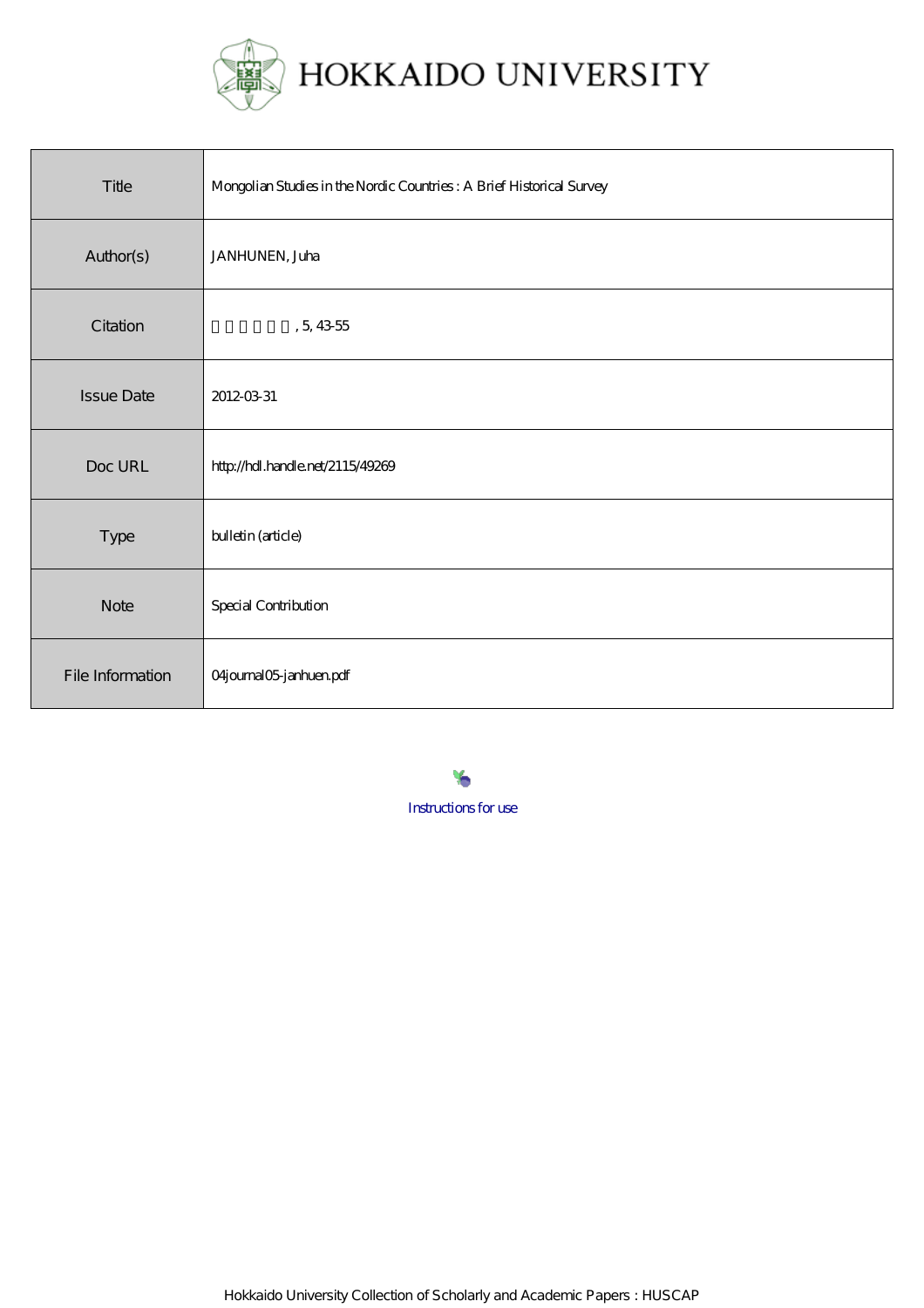# HOKKAIDO UNIVERSITY

| Title | Mongolian Studies in the Nordic Countries : A Brief Historical Survey |
| --- | --- |
| Author(s) | JANHUNEN, Juha |
| Citation | , 5, 43-55 |
| Issue Date | 2012-03-31 |
| Doc URL | http://hdl.handle.net/2115/49269 |
| Type | bulletin (article) |
| Note | Special Contribution |
| File Information | 04journal05-janhuen.pdf |

Instructions for use

Hokkaido University Collection of Scholarly and Academic Papers : HUSCAP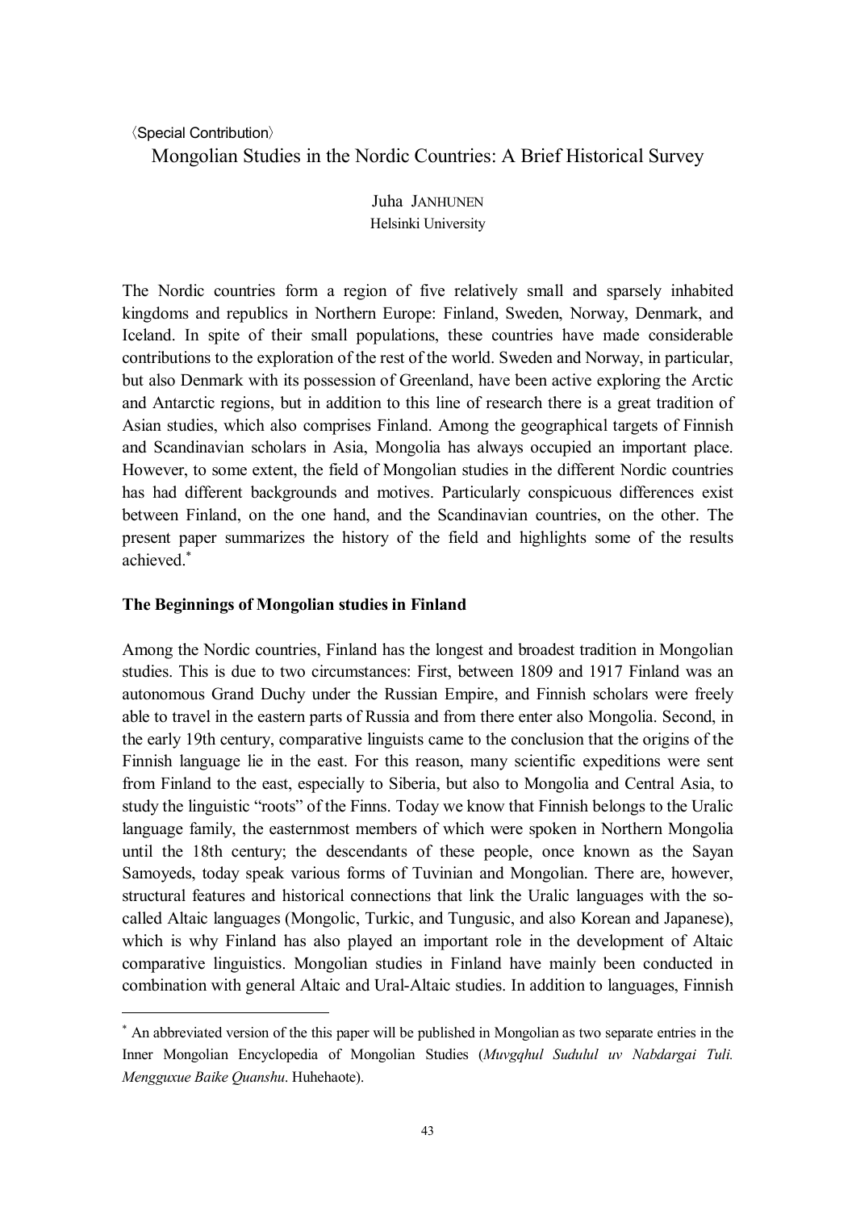〈Special Contribution〉

# Mongolian Studies in the Nordic Countries: A Brief Historical Survey

Juha JANHUNEN
Helsinki University

The Nordic countries form a region of five relatively small and sparsely inhabited kingdoms and republics in Northern Europe: Finland, Sweden, Norway, Denmark, and Iceland. In spite of their small populations, these countries have made considerable contributions to the exploration of the rest of the world. Sweden and Norway, in particular, but also Denmark with its possession of Greenland, have been active exploring the Arctic and Antarctic regions, but in addition to this line of research there is a great tradition of Asian studies, which also comprises Finland. Among the geographical targets of Finnish and Scandinavian scholars in Asia, Mongolia has always occupied an important place. However, to some extent, the field of Mongolian studies in the different Nordic countries has had different backgrounds and motives. Particularly conspicuous differences exist between Finland, on the one hand, and the Scandinavian countries, on the other. The present paper summarizes the history of the field and highlights some of the results achieved.[*]

## The Beginnings of Mongolian studies in Finland

Among the Nordic countries, Finland has the longest and broadest tradition in Mongolian studies. This is due to two circumstances: First, between 1809 and 1917 Finland was an autonomous Grand Duchy under the Russian Empire, and Finnish scholars were freely able to travel in the eastern parts of Russia and from there enter also Mongolia. Second, in the early 19th century, comparative linguists came to the conclusion that the origins of the Finnish language lie in the east. For this reason, many scientific expeditions were sent from Finland to the east, especially to Siberia, but also to Mongolia and Central Asia, to study the linguistic "roots" of the Finns. Today we know that Finnish belongs to the Uralic language family, the easternmost members of which were spoken in Northern Mongolia until the 18th century; the descendants of these people, once known as the Sayan Samoyeds, today speak various forms of Tuvinian and Mongolian. There are, however, structural features and historical connections that link the Uralic languages with the so-called Altaic languages (Mongolic, Turkic, and Tungusic, and also Korean and Japanese), which is why Finland has also played an important role in the development of Altaic comparative linguistics. Mongolian studies in Finland have mainly been conducted in combination with general Altaic and Ural-Altaic studies. In addition to languages, Finnish

---

[*] An abbreviated version of the this paper will be published in Mongolian as two separate entries in the Inner Mongolian Encyclopedia of Mongolian Studies (*Muvgqhul Sudulul uv Nabdargai Tuli. Mengguxue Baike Quanshu*. Huhehaote).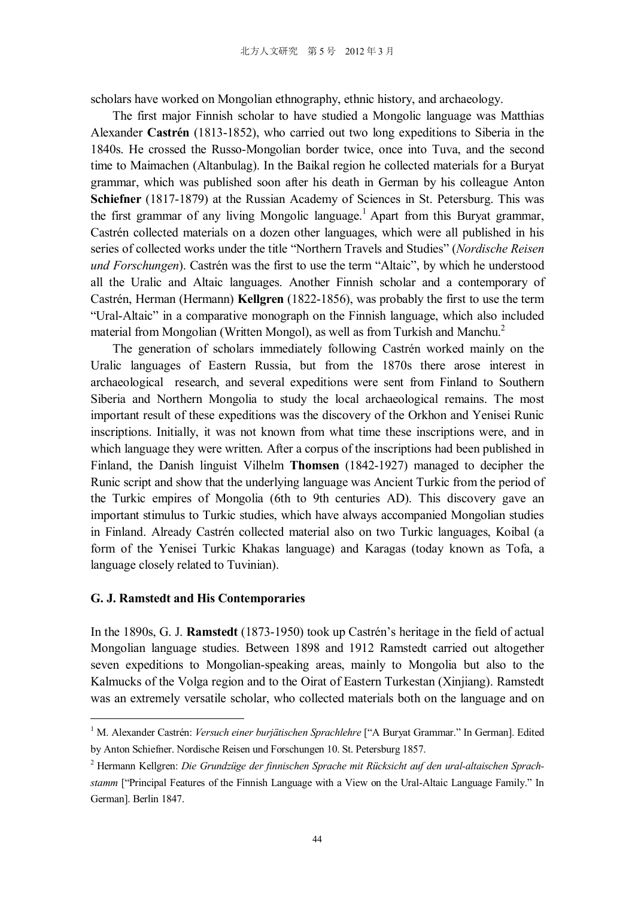scholars have worked on Mongolian ethnography, ethnic history, and archaeology.

The first major Finnish scholar to have studied a Mongolic language was Matthias Alexander **Castrén** (1813-1852), who carried out two long expeditions to Siberia in the 1840s. He crossed the Russo-Mongolian border twice, once into Tuva, and the second time to Maimachen (Altanbulag). In the Baikal region he collected materials for a Buryat grammar, which was published soon after his death in German by his colleague Anton **Schiefner** (1817-1879) at the Russian Academy of Sciences in St. Petersburg. This was the first grammar of any living Mongolic language.[1] Apart from this Buryat grammar, Castrén collected materials on a dozen other languages, which were all published in his series of collected works under the title "Northern Travels and Studies" (*Nordische Reisen und Forschungen*). Castrén was the first to use the term "Altaic", by which he understood all the Uralic and Altaic languages. Another Finnish scholar and a contemporary of Castrén, Herman (Hermann) **Kellgren** (1822-1856), was probably the first to use the term "Ural-Altaic" in a comparative monograph on the Finnish language, which also included material from Mongolian (Written Mongol), as well as from Turkish and Manchu.[2]

The generation of scholars immediately following Castrén worked mainly on the Uralic languages of Eastern Russia, but from the 1870s there arose interest in archaeological research, and several expeditions were sent from Finland to Southern Siberia and Northern Mongolia to study the local archaeological remains. The most important result of these expeditions was the discovery of the Orkhon and Yenisei Runic inscriptions. Initially, it was not known from what time these inscriptions were, and in which language they were written. After a corpus of the inscriptions had been published in Finland, the Danish linguist Vilhelm **Thomsen** (1842-1927) managed to decipher the Runic script and show that the underlying language was Ancient Turkic from the period of the Turkic empires of Mongolia (6th to 9th centuries AD). This discovery gave an important stimulus to Turkic studies, which have always accompanied Mongolian studies in Finland. Already Castrén collected material also on two Turkic languages, Koibal (a form of the Yenisei Turkic Khakas language) and Karagas (today known as Tofa, a language closely related to Tuvinian).

## G. J. Ramstedt and His Contemporaries

In the 1890s, G. J. **Ramstedt** (1873-1950) took up Castrén's heritage in the field of actual Mongolian language studies. Between 1898 and 1912 Ramstedt carried out altogether seven expeditions to Mongolian-speaking areas, mainly to Mongolia but also to the Kalmucks of the Volga region and to the Oirat of Eastern Turkestan (Xinjiang). Ramstedt was an extremely versatile scholar, who collected materials both on the language and on

---

[1] M. Alexander Castrén: *Versuch einer burjätischen Sprachlehre* ["A Buryat Grammar." In German]. Edited by Anton Schiefner. Nordische Reisen und Forschungen 10. St. Petersburg 1857.

[2] Hermann Kellgren: *Die Grundzüge der finnischen Sprache mit Rücksicht auf den ural-altaischen Sprachstamm* ["Principal Features of the Finnish Language with a View on the Ural-Altaic Language Family." In German]. Berlin 1847.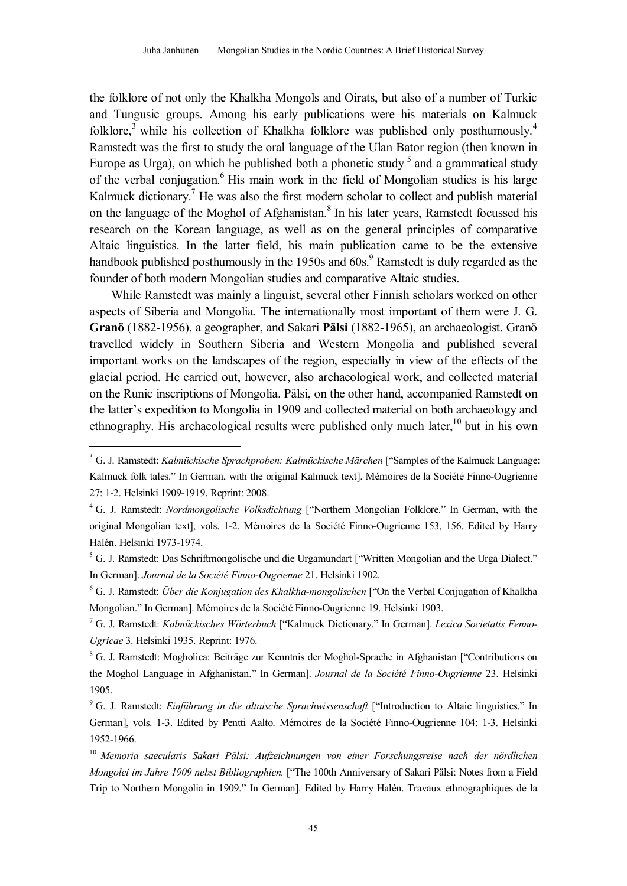the folklore of not only the Khalkha Mongols and Oirats, but also of a number of Turkic and Tungusic groups. Among his early publications were his materials on Kalmuck folklore,[3] while his collection of Khalkha folklore was published only posthumously.[4] Ramstedt was the first to study the oral language of the Ulan Bator region (then known in Europe as Urga), on which he published both a phonetic study [5] and a grammatical study of the verbal conjugation.[6] His main work in the field of Mongolian studies is his large Kalmuck dictionary.[7] He was also the first modern scholar to collect and publish material on the language of the Moghol of Afghanistan.[8] In his later years, Ramstedt focussed his research on the Korean language, as well as on the general principles of comparative Altaic linguistics. In the latter field, his main publication came to be the extensive handbook published posthumously in the 1950s and 60s.[9] Ramstedt is duly regarded as the founder of both modern Mongolian studies and comparative Altaic studies.

While Ramstedt was mainly a linguist, several other Finnish scholars worked on other aspects of Siberia and Mongolia. The internationally most important of them were J. G. **Granö** (1882-1956), a geographer, and Sakari **Pälsi** (1882-1965), an archaeologist. Granö travelled widely in Southern Siberia and Western Mongolia and published several important works on the landscapes of the region, especially in view of the effects of the glacial period. He carried out, however, also archaeological work, and collected material on the Runic inscriptions of Mongolia. Pälsi, on the other hand, accompanied Ramstedt on the latter's expedition to Mongolia in 1909 and collected material on both archaeology and ethnography. His archaeological results were published only much later,[10] but in his own

---

[3] G. J. Ramstedt: *Kalmückische Sprachproben: Kalmückische Märchen* ["Samples of the Kalmuck Language: Kalmuck folk tales." In German, with the original Kalmuck text]. Mémoires de la Société Finno-Ougrienne 27: 1-2. Helsinki 1909-1919. Reprint: 2008.

[4] G. J. Ramstedt: *Nordmongolische Volksdichtung* ["Northern Mongolian Folklore." In German, with the original Mongolian text], vols. 1-2. Mémoires de la Société Finno-Ougrienne 153, 156. Edited by Harry Halén. Helsinki 1973-1974.

[5] G. J. Ramstedt: Das Schriftmongolische und die Urgamundart ["Written Mongolian and the Urga Dialect." In German]. *Journal de la Société Finno-Ougrienne* 21. Helsinki 1902.

[6] G. J. Ramstedt: *Über die Konjugation des Khalkha-mongolischen* ["On the Verbal Conjugation of Khalkha Mongolian." In German]. Mémoires de la Société Finno-Ougrienne 19. Helsinki 1903.

[7] G. J. Ramstedt: *Kalmückisches Wörterbuch* ["Kalmuck Dictionary." In German]. *Lexica Societatis Fenno-Ugricae* 3. Helsinki 1935. Reprint: 1976.

[8] G. J. Ramstedt: Mogholica: Beiträge zur Kenntnis der Moghol-Sprache in Afghanistan ["Contributions on the Moghol Language in Afghanistan." In German]. *Journal de la Société Finno-Ougrienne* 23. Helsinki 1905.

[9] G. J. Ramstedt: *Einführung in die altaische Sprachwissenschaft* ["Introduction to Altaic linguistics." In German], vols. 1-3. Edited by Pentti Aalto. Mémoires de la Société Finno-Ougrienne 104: 1-3. Helsinki 1952-1966.

[10] *Memoria saecularis Sakari Pälsi: Aufzeichnungen von einer Forschungsreise nach der nördlichen Mongolei im Jahre 1909 nebst Bibliographien.* ["The 100th Anniversary of Sakari Pälsi: Notes from a Field Trip to Northern Mongolia in 1909." In German]. Edited by Harry Halén. Travaux ethnographiques de la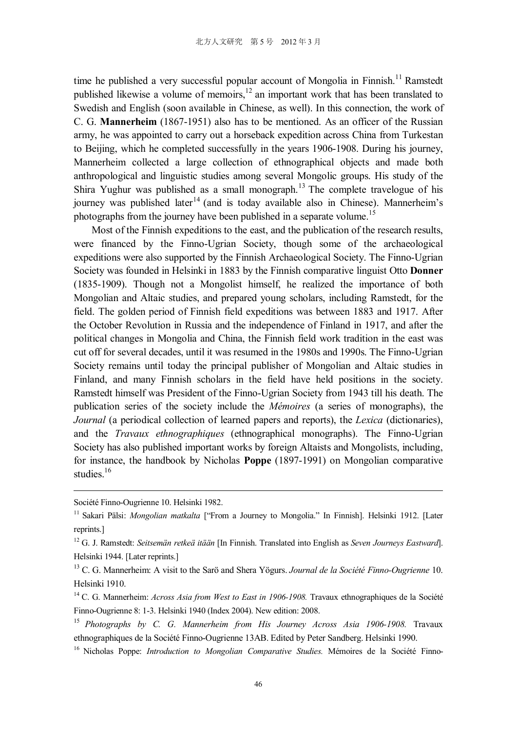time he published a very successful popular account of Mongolia in Finnish.[11] Ramstedt published likewise a volume of memoirs,[12] an important work that has been translated to Swedish and English (soon available in Chinese, as well). In this connection, the work of C. G. **Mannerheim** (1867-1951) also has to be mentioned. As an officer of the Russian army, he was appointed to carry out a horseback expedition across China from Turkestan to Beijing, which he completed successfully in the years 1906-1908. During his journey, Mannerheim collected a large collection of ethnographical objects and made both anthropological and linguistic studies among several Mongolic groups. His study of the Shira Yughur was published as a small monograph.[13] The complete travelogue of his journey was published later[14] (and is today available also in Chinese). Mannerheim's photographs from the journey have been published in a separate volume.[15]

Most of the Finnish expeditions to the east, and the publication of the research results, were financed by the Finno-Ugrian Society, though some of the archaeological expeditions were also supported by the Finnish Archaeological Society. The Finno-Ugrian Society was founded in Helsinki in 1883 by the Finnish comparative linguist Otto **Donner** (1835-1909). Though not a Mongolist himself, he realized the importance of both Mongolian and Altaic studies, and prepared young scholars, including Ramstedt, for the field. The golden period of Finnish field expeditions was between 1883 and 1917. After the October Revolution in Russia and the independence of Finland in 1917, and after the political changes in Mongolia and China, the Finnish field work tradition in the east was cut off for several decades, until it was resumed in the 1980s and 1990s. The Finno-Ugrian Society remains until today the principal publisher of Mongolian and Altaic studies in Finland, and many Finnish scholars in the field have held positions in the society. Ramstedt himself was President of the Finno-Ugrian Society from 1943 till his death. The publication series of the society include the *Mémoires* (a series of monographs), the *Journal* (a periodical collection of learned papers and reports), the *Lexica* (dictionaries), and the *Travaux ethnographiques* (ethnographical monographs). The Finno-Ugrian Society has also published important works by foreign Altaists and Mongolists, including, for instance, the handbook by Nicholas **Poppe** (1897-1991) on Mongolian comparative studies.[16]

---

Société Finno-Ougrienne 10. Helsinki 1982.

[11] Sakari Pälsi: *Mongolian matkalta* ["From a Journey to Mongolia." In Finnish]. Helsinki 1912. [Later reprints.]

[12] G. J. Ramstedt: *Seitsemän retkeä itään* [In Finnish. Translated into English as *Seven Journeys Eastward*]. Helsinki 1944. [Later reprints.]

[13] C. G. Mannerheim: A visit to the Sarö and Shera Yögurs. *Journal de la Société Finno-Ougrienne* 10. Helsinki 1910.

[14] C. G. Mannerheim: *Across Asia from West to East in 1906-1908.* Travaux ethnographiques de la Société Finno-Ougrienne 8: 1-3. Helsinki 1940 (Index 2004). New edition: 2008.

[15] *Photographs by C. G. Mannerheim from His Journey Across Asia 1906-1908.* Travaux ethnographiques de la Société Finno-Ougrienne 13AB. Edited by Peter Sandberg. Helsinki 1990.

[16] Nicholas Poppe: *Introduction to Mongolian Comparative Studies.* Mémoires de la Société Finno-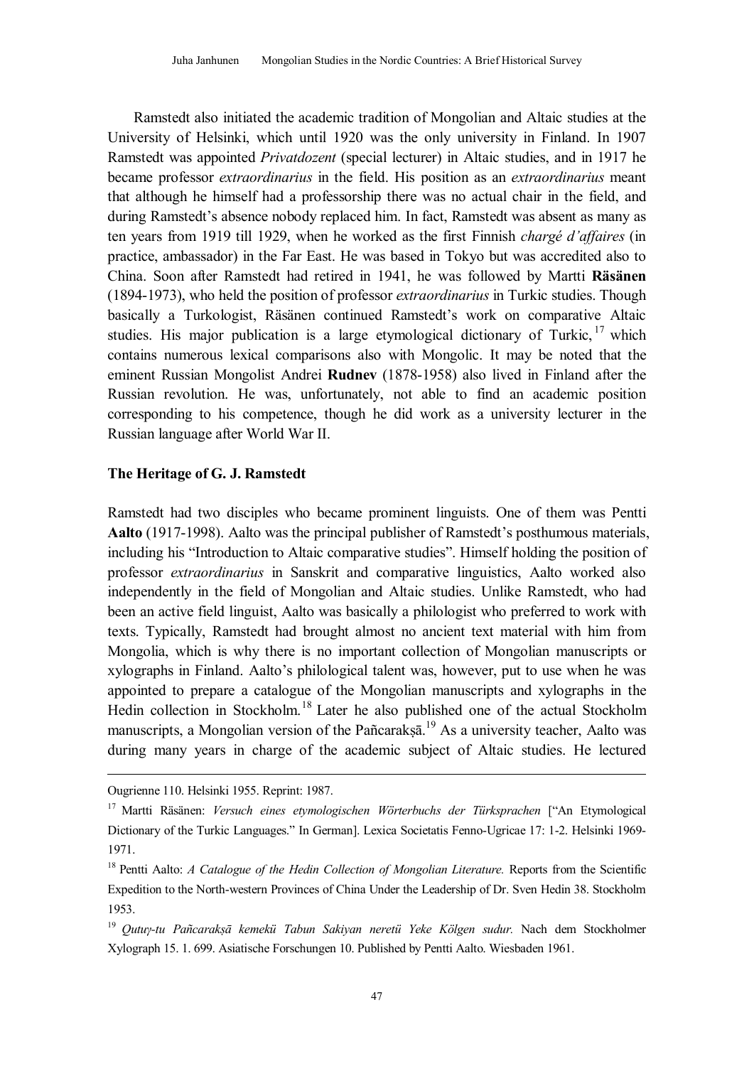Ramstedt also initiated the academic tradition of Mongolian and Altaic studies at the University of Helsinki, which until 1920 was the only university in Finland. In 1907 Ramstedt was appointed *Privatdozent* (special lecturer) in Altaic studies, and in 1917 he became professor *extraordinarius* in the field. His position as an *extraordinarius* meant that although he himself had a professorship there was no actual chair in the field, and during Ramstedt's absence nobody replaced him. In fact, Ramstedt was absent as many as ten years from 1919 till 1929, when he worked as the first Finnish *chargé d'affaires* (in practice, ambassador) in the Far East. He was based in Tokyo but was accredited also to China. Soon after Ramstedt had retired in 1941, he was followed by Martti **Räsänen** (1894-1973), who held the position of professor *extraordinarius* in Turkic studies. Though basically a Turkologist, Räsänen continued Ramstedt's work on comparative Altaic studies. His major publication is a large etymological dictionary of Turkic,[17] which contains numerous lexical comparisons also with Mongolic. It may be noted that the eminent Russian Mongolist Andrei **Rudnev** (1878-1958) also lived in Finland after the Russian revolution. He was, unfortunately, not able to find an academic position corresponding to his competence, though he did work as a university lecturer in the Russian language after World War II.

## The Heritage of G. J. Ramstedt

Ramstedt had two disciples who became prominent linguists. One of them was Pentti **Aalto** (1917-1998). Aalto was the principal publisher of Ramstedt's posthumous materials, including his "Introduction to Altaic comparative studies". Himself holding the position of professor *extraordinarius* in Sanskrit and comparative linguistics, Aalto worked also independently in the field of Mongolian and Altaic studies. Unlike Ramstedt, who had been an active field linguist, Aalto was basically a philologist who preferred to work with texts. Typically, Ramstedt had brought almost no ancient text material with him from Mongolia, which is why there is no important collection of Mongolian manuscripts or xylographs in Finland. Aalto's philological talent was, however, put to use when he was appointed to prepare a catalogue of the Mongolian manuscripts and xylographs in the Hedin collection in Stockholm.[18] Later he also published one of the actual Stockholm manuscripts, a Mongolian version of the Pañcarakṣā.[19] As a university teacher, Aalto was during many years in charge of the academic subject of Altaic studies. He lectured

---

Ougrienne 110. Helsinki 1955. Reprint: 1987.

[17] Martti Räsänen: *Versuch eines etymologischen Wörterbuchs der Türksprachen* ["An Etymological Dictionary of the Turkic Languages." In German]. Lexica Societatis Fenno-Ugricae 17: 1-2. Helsinki 1969-1971.

[18] Pentti Aalto: *A Catalogue of the Hedin Collection of Mongolian Literature.* Reports from the Scientific Expedition to the North-western Provinces of China Under the Leadership of Dr. Sven Hedin 38. Stockholm 1953.

[19] *Qutuγ-tu Pañcarakṣā kemekü Tabun Sakiyan neretü Yeke Kölgen sudur.* Nach dem Stockholmer Xylograph 15. 1. 699. Asiatische Forschungen 10. Published by Pentti Aalto. Wiesbaden 1961.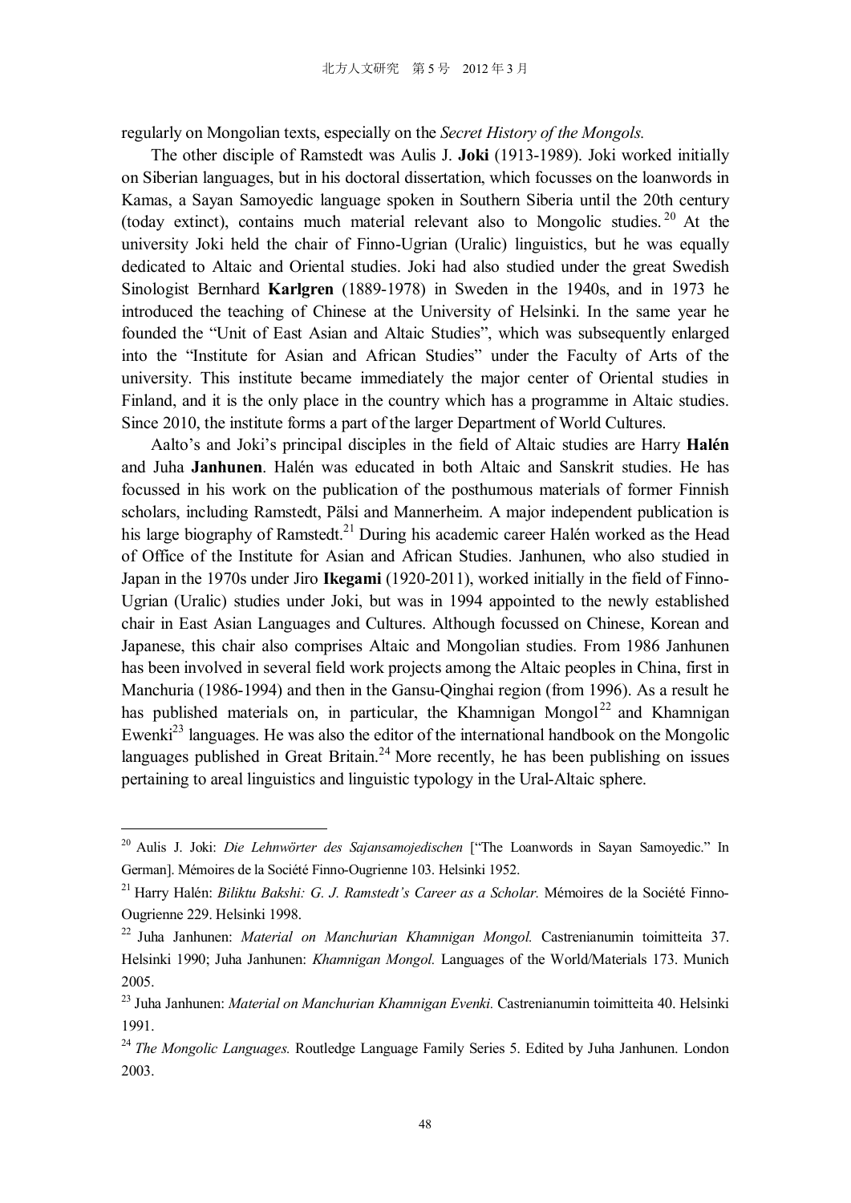regularly on Mongolian texts, especially on the *Secret History of the Mongols.*

The other disciple of Ramstedt was Aulis J. **Joki** (1913-1989). Joki worked initially on Siberian languages, but in his doctoral dissertation, which focusses on the loanwords in Kamas, a Sayan Samoyedic language spoken in Southern Siberia until the 20th century (today extinct), contains much material relevant also to Mongolic studies.[20] At the university Joki held the chair of Finno-Ugrian (Uralic) linguistics, but he was equally dedicated to Altaic and Oriental studies. Joki had also studied under the great Swedish Sinologist Bernhard **Karlgren** (1889-1978) in Sweden in the 1940s, and in 1973 he introduced the teaching of Chinese at the University of Helsinki. In the same year he founded the "Unit of East Asian and Altaic Studies", which was subsequently enlarged into the "Institute for Asian and African Studies" under the Faculty of Arts of the university. This institute became immediately the major center of Oriental studies in Finland, and it is the only place in the country which has a programme in Altaic studies. Since 2010, the institute forms a part of the larger Department of World Cultures.

Aalto's and Joki's principal disciples in the field of Altaic studies are Harry **Halén** and Juha **Janhunen**. Halén was educated in both Altaic and Sanskrit studies. He has focussed in his work on the publication of the posthumous materials of former Finnish scholars, including Ramstedt, Pälsi and Mannerheim. A major independent publication is his large biography of Ramstedt.[21] During his academic career Halén worked as the Head of Office of the Institute for Asian and African Studies. Janhunen, who also studied in Japan in the 1970s under Jiro **Ikegami** (1920-2011), worked initially in the field of Finno-Ugrian (Uralic) studies under Joki, but was in 1994 appointed to the newly established chair in East Asian Languages and Cultures. Although focussed on Chinese, Korean and Japanese, this chair also comprises Altaic and Mongolian studies. From 1986 Janhunen has been involved in several field work projects among the Altaic peoples in China, first in Manchuria (1986-1994) and then in the Gansu-Qinghai region (from 1996). As a result he has published materials on, in particular, the Khamnigan Mongol[22] and Khamnigan Ewenki[23] languages. He was also the editor of the international handbook on the Mongolic languages published in Great Britain.[24] More recently, he has been publishing on issues pertaining to areal linguistics and linguistic typology in the Ural-Altaic sphere.

---

[20] Aulis J. Joki: *Die Lehnwörter des Sajansamojedischen* ["The Loanwords in Sayan Samoyedic." In German]. Mémoires de la Société Finno-Ougrienne 103. Helsinki 1952.

[21] Harry Halén: *Biliktu Bakshi: G. J. Ramstedt's Career as a Scholar.* Mémoires de la Société Finno-Ougrienne 229. Helsinki 1998.

[22] Juha Janhunen: *Material on Manchurian Khamnigan Mongol.* Castrenianumin toimitteita 37. Helsinki 1990; Juha Janhunen: *Khamnigan Mongol.* Languages of the World/Materials 173. Munich 2005.

[23] Juha Janhunen: *Material on Manchurian Khamnigan Evenki.* Castrenianumin toimitteita 40. Helsinki 1991.

[24] *The Mongolic Languages.* Routledge Language Family Series 5. Edited by Juha Janhunen. London 2003.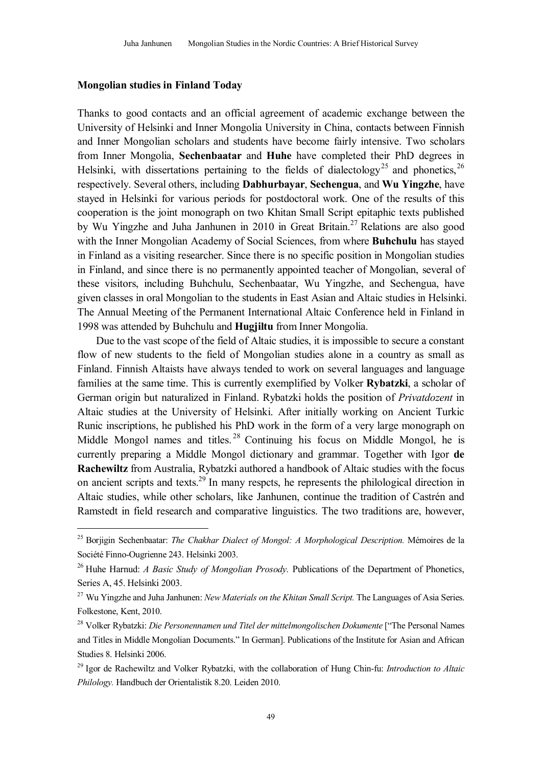**Mongolian studies in Finland Today**

Thanks to good contacts and an official agreement of academic exchange between the University of Helsinki and Inner Mongolia University in China, contacts between Finnish and Inner Mongolian scholars and students have become fairly intensive. Two scholars from Inner Mongolia, **Sechenbaatar** and **Huhe** have completed their PhD degrees in Helsinki, with dissertations pertaining to the fields of dialectology[25] and phonetics,[26] respectively. Several others, including **Dabhurbayar**, **Sechengua**, and **Wu Yingzhe**, have stayed in Helsinki for various periods for postdoctoral work. One of the results of this cooperation is the joint monograph on two Khitan Small Script epitaphic texts published by Wu Yingzhe and Juha Janhunen in 2010 in Great Britain.[27] Relations are also good with the Inner Mongolian Academy of Social Sciences, from where **Buhchulu** has stayed in Finland as a visiting researcher. Since there is no specific position in Mongolian studies in Finland, and since there is no permanently appointed teacher of Mongolian, several of these visitors, including Buhchulu, Sechenbaatar, Wu Yingzhe, and Sechengua, have given classes in oral Mongolian to the students in East Asian and Altaic studies in Helsinki. The Annual Meeting of the Permanent International Altaic Conference held in Finland in 1998 was attended by Buhchulu and **Hugjiltu** from Inner Mongolia.

Due to the vast scope of the field of Altaic studies, it is impossible to secure a constant flow of new students to the field of Mongolian studies alone in a country as small as Finland. Finnish Altaists have always tended to work on several languages and language families at the same time. This is currently exemplified by Volker **Rybatzki**, a scholar of German origin but naturalized in Finland. Rybatzki holds the position of *Privatdozent* in Altaic studies at the University of Helsinki. After initially working on Ancient Turkic Runic inscriptions, he published his PhD work in the form of a very large monograph on Middle Mongol names and titles.[28] Continuing his focus on Middle Mongol, he is currently preparing a Middle Mongol dictionary and grammar. Together with Igor **de Rachewiltz** from Australia, Rybatzki authored a handbook of Altaic studies with the focus on ancient scripts and texts.[29] In many respcts, he represents the philological direction in Altaic studies, while other scholars, like Janhunen, continue the tradition of Castrén and Ramstedt in field research and comparative linguistics. The two traditions are, however,

---

[25] Borjigin Sechenbaatar: *The Chakhar Dialect of Mongol: A Morphological Description.* Mémoires de la Société Finno-Ougrienne 243. Helsinki 2003.

[26] Huhe Harnud: *A Basic Study of Mongolian Prosody.* Publications of the Department of Phonetics, Series A, 45. Helsinki 2003.

[27] Wu Yingzhe and Juha Janhunen: *New Materials on the Khitan Small Script.* The Languages of Asia Series. Folkestone, Kent, 2010.

[28] Volker Rybatzki: *Die Personennamen und Titel der mittelmongolischen Dokumente* ["The Personal Names and Titles in Middle Mongolian Documents." In German]. Publications of the Institute for Asian and African Studies 8. Helsinki 2006.

[29] Igor de Rachewiltz and Volker Rybatzki, with the collaboration of Hung Chin-fu: *Introduction to Altaic Philology.* Handbuch der Orientalistik 8.20. Leiden 2010.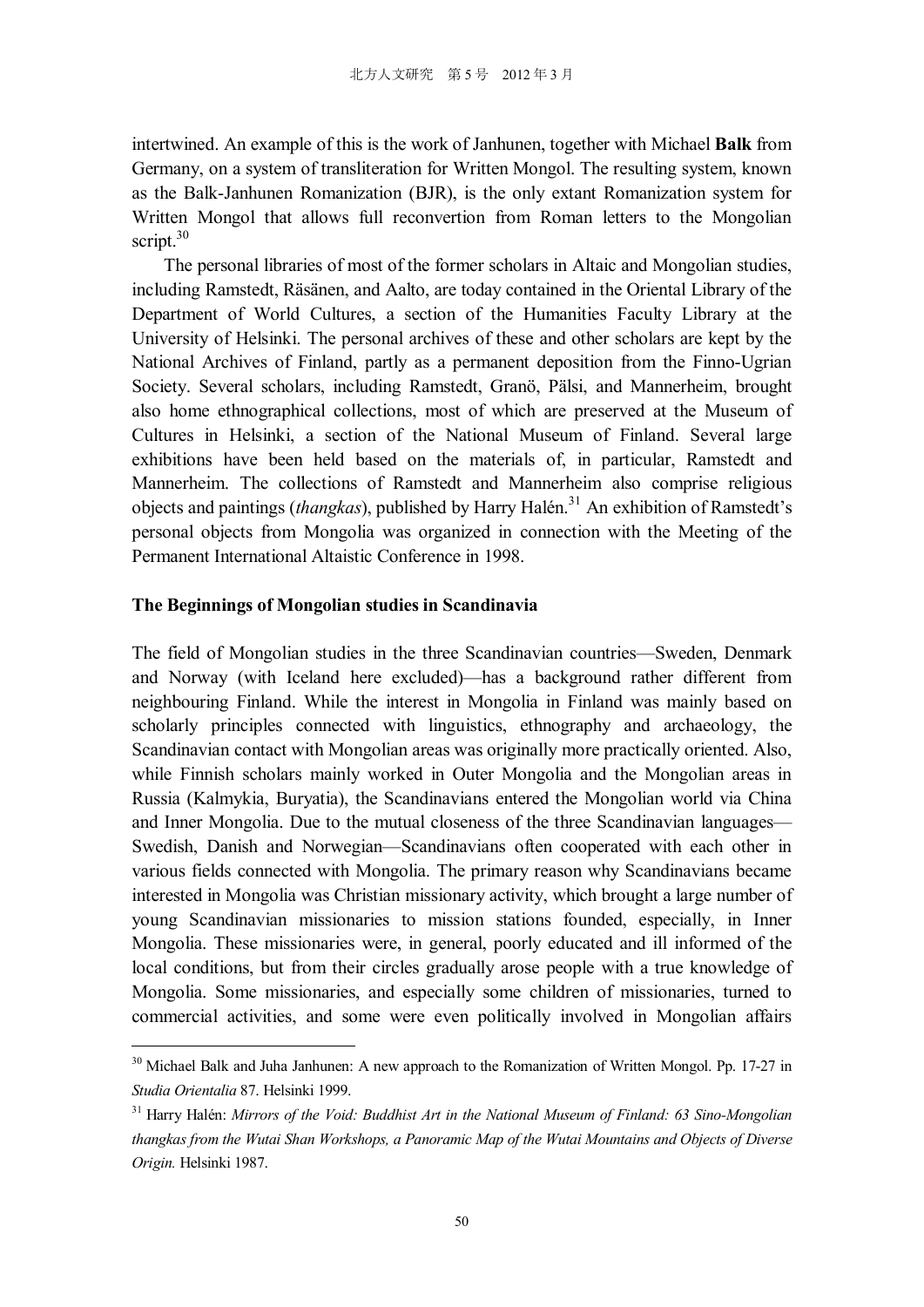intertwined. An example of this is the work of Janhunen, together with Michael **Balk** from Germany, on a system of transliteration for Written Mongol. The resulting system, known as the Balk-Janhunen Romanization (BJR), is the only extant Romanization system for Written Mongol that allows full reconvertion from Roman letters to the Mongolian script.[30]

The personal libraries of most of the former scholars in Altaic and Mongolian studies, including Ramstedt, Räsänen, and Aalto, are today contained in the Oriental Library of the Department of World Cultures, a section of the Humanities Faculty Library at the University of Helsinki. The personal archives of these and other scholars are kept by the National Archives of Finland, partly as a permanent deposition from the Finno-Ugrian Society. Several scholars, including Ramstedt, Granö, Pälsi, and Mannerheim, brought also home ethnographical collections, most of which are preserved at the Museum of Cultures in Helsinki, a section of the National Museum of Finland. Several large exhibitions have been held based on the materials of, in particular, Ramstedt and Mannerheim. The collections of Ramstedt and Mannerheim also comprise religious objects and paintings (*thangkas*), published by Harry Halén.[31] An exhibition of Ramstedt's personal objects from Mongolia was organized in connection with the Meeting of the Permanent International Altaistic Conference in 1998.

**The Beginnings of Mongolian studies in Scandinavia**

The field of Mongolian studies in the three Scandinavian countries—Sweden, Denmark and Norway (with Iceland here excluded)—has a background rather different from neighbouring Finland. While the interest in Mongolia in Finland was mainly based on scholarly principles connected with linguistics, ethnography and archaeology, the Scandinavian contact with Mongolian areas was originally more practically oriented. Also, while Finnish scholars mainly worked in Outer Mongolia and the Mongolian areas in Russia (Kalmykia, Buryatia), the Scandinavians entered the Mongolian world via China and Inner Mongolia. Due to the mutual closeness of the three Scandinavian languages—Swedish, Danish and Norwegian—Scandinavians often cooperated with each other in various fields connected with Mongolia. The primary reason why Scandinavians became interested in Mongolia was Christian missionary activity, which brought a large number of young Scandinavian missionaries to mission stations founded, especially, in Inner Mongolia. These missionaries were, in general, poorly educated and ill informed of the local conditions, but from their circles gradually arose people with a true knowledge of Mongolia. Some missionaries, and especially some children of missionaries, turned to commercial activities, and some were even politically involved in Mongolian affairs

---

[30] Michael Balk and Juha Janhunen: A new approach to the Romanization of Written Mongol. Pp. 17-27 in *Studia Orientalia* 87. Helsinki 1999.

[31] Harry Halén: *Mirrors of the Void: Buddhist Art in the National Museum of Finland: 63 Sino-Mongolian thangkas from the Wutai Shan Workshops, a Panoramic Map of the Wutai Mountains and Objects of Diverse Origin.* Helsinki 1987.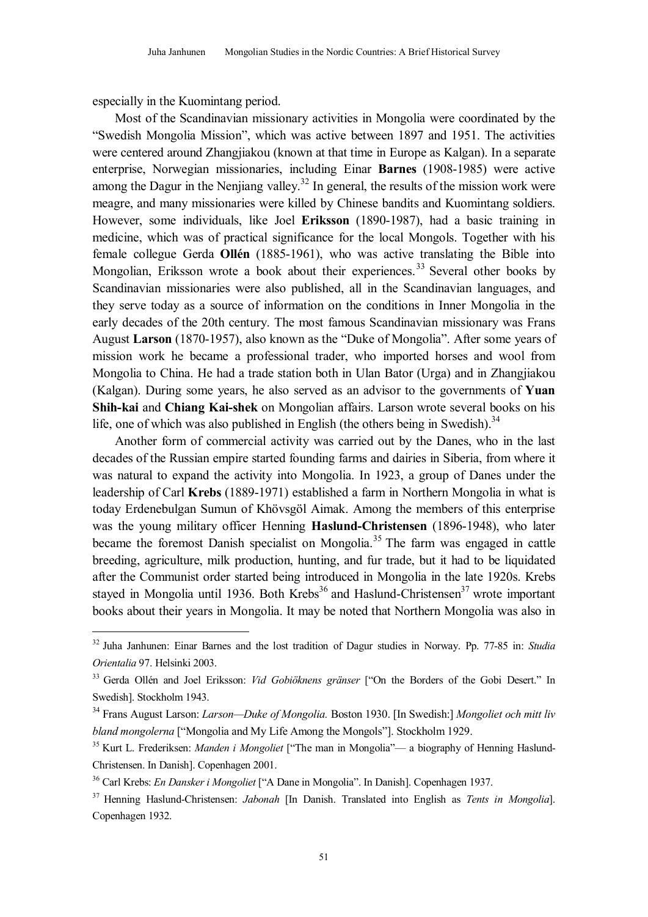especially in the Kuomintang period.

Most of the Scandinavian missionary activities in Mongolia were coordinated by the "Swedish Mongolia Mission", which was active between 1897 and 1951. The activities were centered around Zhangjiakou (known at that time in Europe as Kalgan). In a separate enterprise, Norwegian missionaries, including Einar **Barnes** (1908-1985) were active among the Dagur in the Nenjiang valley.[32] In general, the results of the mission work were meagre, and many missionaries were killed by Chinese bandits and Kuomintang soldiers. However, some individuals, like Joel **Eriksson** (1890-1987), had a basic training in medicine, which was of practical significance for the local Mongols. Together with his female collegue Gerda **Ollén** (1885-1961), who was active translating the Bible into Mongolian, Eriksson wrote a book about their experiences.[33] Several other books by Scandinavian missionaries were also published, all in the Scandinavian languages, and they serve today as a source of information on the conditions in Inner Mongolia in the early decades of the 20th century. The most famous Scandinavian missionary was Frans August **Larson** (1870-1957), also known as the "Duke of Mongolia". After some years of mission work he became a professional trader, who imported horses and wool from Mongolia to China. He had a trade station both in Ulan Bator (Urga) and in Zhangjiakou (Kalgan). During some years, he also served as an advisor to the governments of **Yuan Shih-kai** and **Chiang Kai-shek** on Mongolian affairs. Larson wrote several books on his life, one of which was also published in English (the others being in Swedish).[34]

Another form of commercial activity was carried out by the Danes, who in the last decades of the Russian empire started founding farms and dairies in Siberia, from where it was natural to expand the activity into Mongolia. In 1923, a group of Danes under the leadership of Carl **Krebs** (1889-1971) established a farm in Northern Mongolia in what is today Erdenebulgan Sumun of Khövsgöl Aimak. Among the members of this enterprise was the young military officer Henning **Haslund-Christensen** (1896-1948), who later became the foremost Danish specialist on Mongolia.[35] The farm was engaged in cattle breeding, agriculture, milk production, hunting, and fur trade, but it had to be liquidated after the Communist order started being introduced in Mongolia in the late 1920s. Krebs stayed in Mongolia until 1936. Both Krebs[36] and Haslund-Christensen[37] wrote important books about their years in Mongolia. It may be noted that Northern Mongolia was also in

---

[32] Juha Janhunen: Einar Barnes and the lost tradition of Dagur studies in Norway. Pp. 77-85 in: *Studia Orientalia* 97. Helsinki 2003.

[33] Gerda Ollén and Joel Eriksson: *Vid Gobiöknens gränser* ["On the Borders of the Gobi Desert." In Swedish]. Stockholm 1943.

[34] Frans August Larson: *Larson—Duke of Mongolia.* Boston 1930. [In Swedish:] *Mongoliet och mitt liv bland mongolerna* ["Mongolia and My Life Among the Mongols"]. Stockholm 1929.

[35] Kurt L. Frederiksen: *Manden i Mongoliet* ["The man in Mongolia"— a biography of Henning Haslund-Christensen. In Danish]. Copenhagen 2001.

[36] Carl Krebs: *En Dansker i Mongoliet* ["A Dane in Mongolia". In Danish]. Copenhagen 1937.

[37] Henning Haslund-Christensen: *Jabonah* [In Danish. Translated into English as *Tents in Mongolia*]. Copenhagen 1932.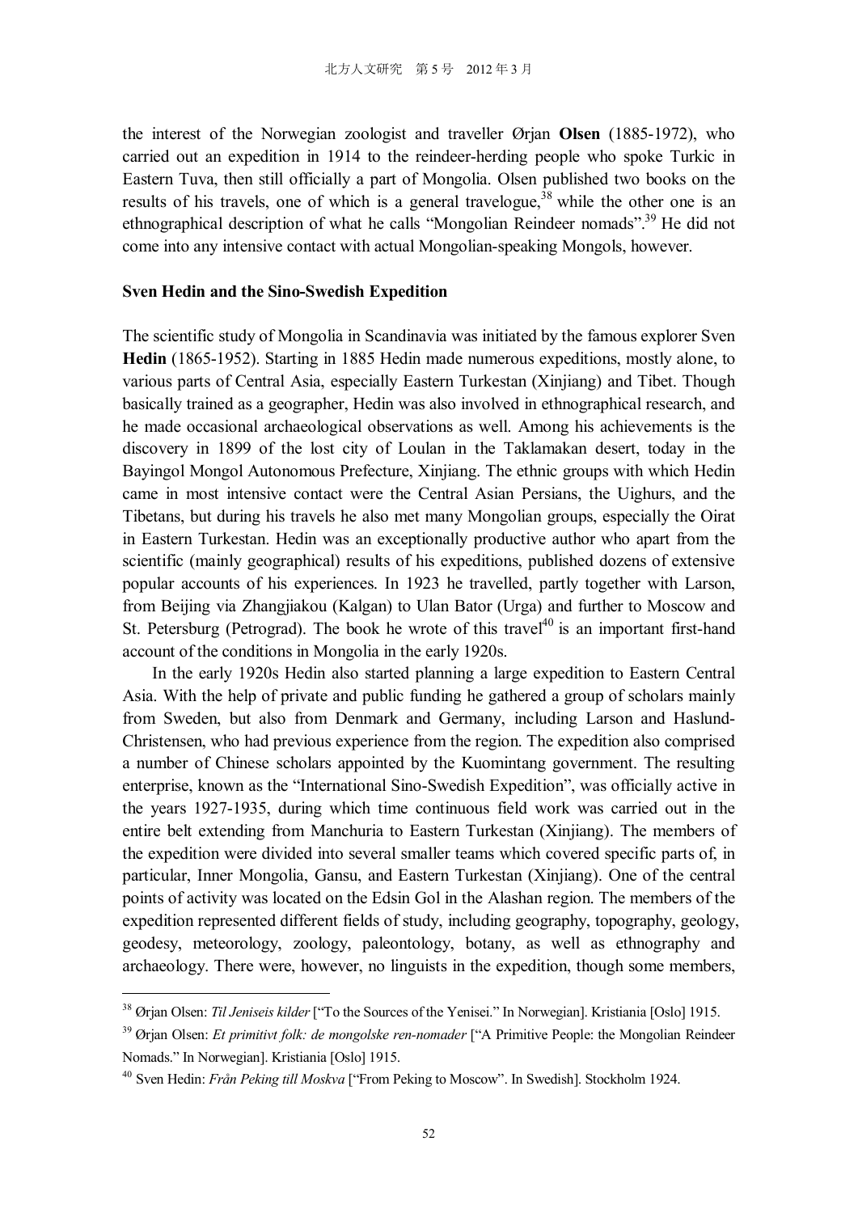the interest of the Norwegian zoologist and traveller Ørjan **Olsen** (1885-1972), who carried out an expedition in 1914 to the reindeer-herding people who spoke Turkic in Eastern Tuva, then still officially a part of Mongolia. Olsen published two books on the results of his travels, one of which is a general travelogue,[38] while the other one is an ethnographical description of what he calls "Mongolian Reindeer nomads".[39] He did not come into any intensive contact with actual Mongolian-speaking Mongols, however.

**Sven Hedin and the Sino-Swedish Expedition**

The scientific study of Mongolia in Scandinavia was initiated by the famous explorer Sven **Hedin** (1865-1952). Starting in 1885 Hedin made numerous expeditions, mostly alone, to various parts of Central Asia, especially Eastern Turkestan (Xinjiang) and Tibet. Though basically trained as a geographer, Hedin was also involved in ethnographical research, and he made occasional archaeological observations as well. Among his achievements is the discovery in 1899 of the lost city of Loulan in the Taklamakan desert, today in the Bayingol Mongol Autonomous Prefecture, Xinjiang. The ethnic groups with which Hedin came in most intensive contact were the Central Asian Persians, the Uighurs, and the Tibetans, but during his travels he also met many Mongolian groups, especially the Oirat in Eastern Turkestan. Hedin was an exceptionally productive author who apart from the scientific (mainly geographical) results of his expeditions, published dozens of extensive popular accounts of his experiences. In 1923 he travelled, partly together with Larson, from Beijing via Zhangjiakou (Kalgan) to Ulan Bator (Urga) and further to Moscow and St. Petersburg (Petrograd). The book he wrote of this travel[40] is an important first-hand account of the conditions in Mongolia in the early 1920s.

In the early 1920s Hedin also started planning a large expedition to Eastern Central Asia. With the help of private and public funding he gathered a group of scholars mainly from Sweden, but also from Denmark and Germany, including Larson and Haslund-Christensen, who had previous experience from the region. The expedition also comprised a number of Chinese scholars appointed by the Kuomintang government. The resulting enterprise, known as the "International Sino-Swedish Expedition", was officially active in the years 1927-1935, during which time continuous field work was carried out in the entire belt extending from Manchuria to Eastern Turkestan (Xinjiang). The members of the expedition were divided into several smaller teams which covered specific parts of, in particular, Inner Mongolia, Gansu, and Eastern Turkestan (Xinjiang). One of the central points of activity was located on the Edsin Gol in the Alashan region. The members of the expedition represented different fields of study, including geography, topography, geology, geodesy, meteorology, zoology, paleontology, botany, as well as ethnography and archaeology. There were, however, no linguists in the expedition, though some members,

---

[38] Ørjan Olsen: *Til Jeniseis kilder* ["To the Sources of the Yenisei." In Norwegian]. Kristiania [Oslo] 1915.

[39] Ørjan Olsen: *Et primitivt folk: de mongolske ren-nomader* ["A Primitive People: the Mongolian Reindeer Nomads." In Norwegian]. Kristiania [Oslo] 1915.

[40] Sven Hedin: *Från Peking till Moskva* ["From Peking to Moscow". In Swedish]. Stockholm 1924.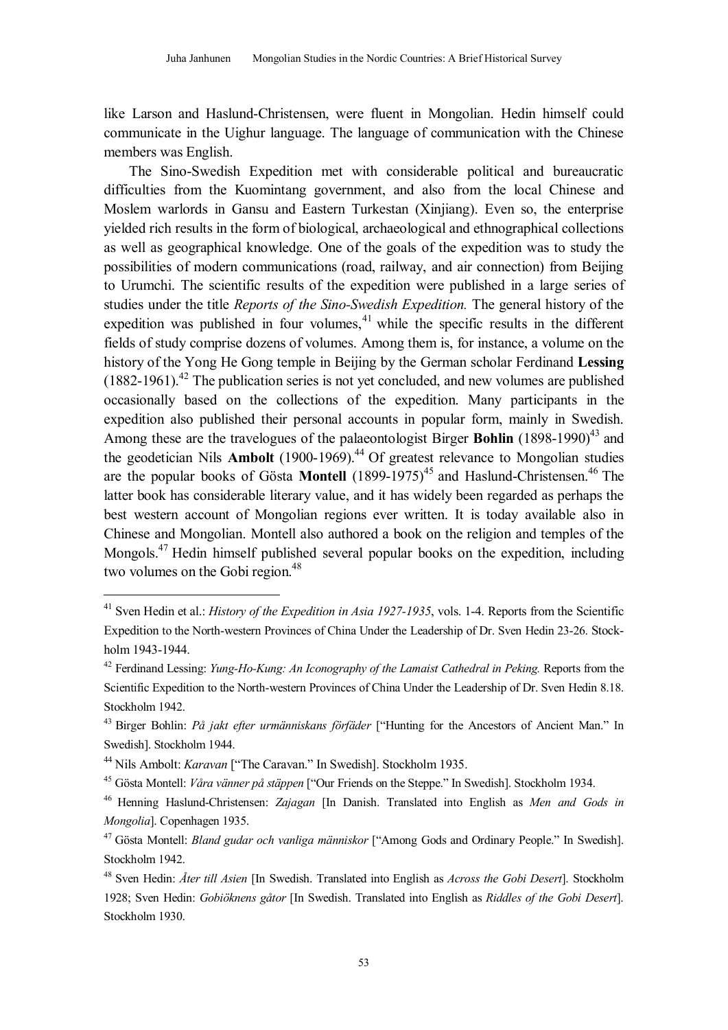like Larson and Haslund-Christensen, were fluent in Mongolian. Hedin himself could communicate in the Uighur language. The language of communication with the Chinese members was English.

The Sino-Swedish Expedition met with considerable political and bureaucratic difficulties from the Kuomintang government, and also from the local Chinese and Moslem warlords in Gansu and Eastern Turkestan (Xinjiang). Even so, the enterprise yielded rich results in the form of biological, archaeological and ethnographical collections as well as geographical knowledge. One of the goals of the expedition was to study the possibilities of modern communications (road, railway, and air connection) from Beijing to Urumchi. The scientific results of the expedition were published in a large series of studies under the title *Reports of the Sino-Swedish Expedition.* The general history of the expedition was published in four volumes,[41] while the specific results in the different fields of study comprise dozens of volumes. Among them is, for instance, a volume on the history of the Yong He Gong temple in Beijing by the German scholar Ferdinand **Lessing** (1882-1961).[42] The publication series is not yet concluded, and new volumes are published occasionally based on the collections of the expedition. Many participants in the expedition also published their personal accounts in popular form, mainly in Swedish. Among these are the travelogues of the palaeontologist Birger **Bohlin** (1898-1990)[43] and the geodetician Nils **Ambolt** (1900-1969).[44] Of greatest relevance to Mongolian studies are the popular books of Gösta **Montell** (1899-1975)[45] and Haslund-Christensen.[46] The latter book has considerable literary value, and it has widely been regarded as perhaps the best western account of Mongolian regions ever written. It is today available also in Chinese and Mongolian. Montell also authored a book on the religion and temples of the Mongols.[47] Hedin himself published several popular books on the expedition, including two volumes on the Gobi region.[48]

---

[41] Sven Hedin et al.: *History of the Expedition in Asia 1927-1935*, vols. 1-4. Reports from the Scientific Expedition to the North-western Provinces of China Under the Leadership of Dr. Sven Hedin 23-26. Stockholm 1943-1944.

[42] Ferdinand Lessing: *Yung-Ho-Kung: An Iconography of the Lamaist Cathedral in Peking.* Reports from the Scientific Expedition to the North-western Provinces of China Under the Leadership of Dr. Sven Hedin 8.18. Stockholm 1942.

[43] Birger Bohlin: *På jakt efter urmänniskans förfäder* ["Hunting for the Ancestors of Ancient Man." In Swedish]. Stockholm 1944.

[44] Nils Ambolt: *Karavan* ["The Caravan." In Swedish]. Stockholm 1935.

[45] Gösta Montell: *Våra vänner på stäppen* ["Our Friends on the Steppe." In Swedish]. Stockholm 1934.

[46] Henning Haslund-Christensen: *Zajagan* [In Danish. Translated into English as *Men and Gods in Mongolia*]. Copenhagen 1935.

[47] Gösta Montell: *Bland gudar och vanliga människor* ["Among Gods and Ordinary People." In Swedish]. Stockholm 1942.

[48] Sven Hedin: *Åter till Asien* [In Swedish. Translated into English as *Across the Gobi Desert*]. Stockholm 1928; Sven Hedin: *Gobiöknens gåtor* [In Swedish. Translated into English as *Riddles of the Gobi Desert*]. Stockholm 1930.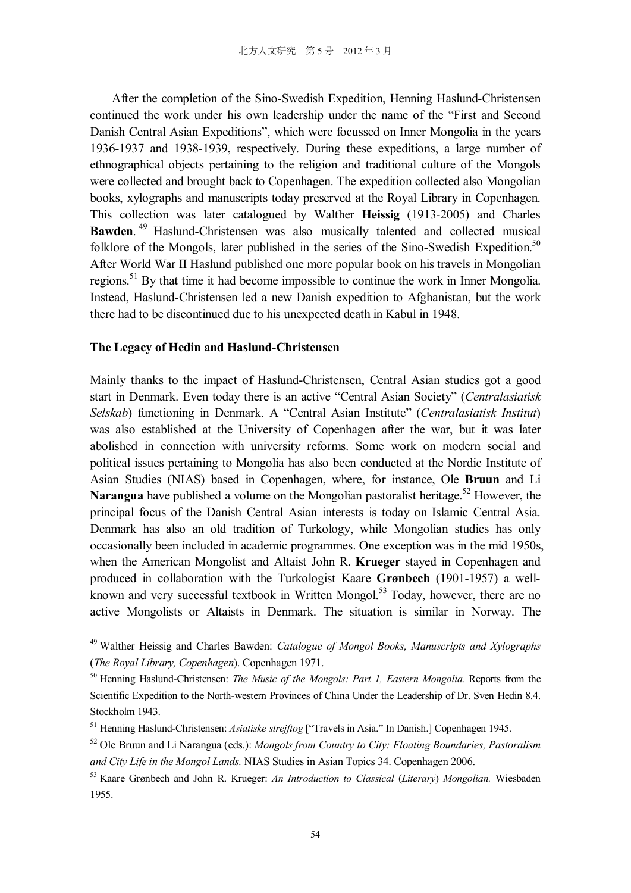After the completion of the Sino-Swedish Expedition, Henning Haslund-Christensen continued the work under his own leadership under the name of the "First and Second Danish Central Asian Expeditions", which were focussed on Inner Mongolia in the years 1936-1937 and 1938-1939, respectively. During these expeditions, a large number of ethnographical objects pertaining to the religion and traditional culture of the Mongols were collected and brought back to Copenhagen. The expedition collected also Mongolian books, xylographs and manuscripts today preserved at the Royal Library in Copenhagen. This collection was later catalogued by Walther **Heissig** (1913-2005) and Charles **Bawden**.[49] Haslund-Christensen was also musically talented and collected musical folklore of the Mongols, later published in the series of the Sino-Swedish Expedition.[50] After World War II Haslund published one more popular book on his travels in Mongolian regions.[51] By that time it had become impossible to continue the work in Inner Mongolia. Instead, Haslund-Christensen led a new Danish expedition to Afghanistan, but the work there had to be discontinued due to his unexpected death in Kabul in 1948.

**The Legacy of Hedin and Haslund-Christensen**

Mainly thanks to the impact of Haslund-Christensen, Central Asian studies got a good start in Denmark. Even today there is an active "Central Asian Society" (*Centralasiatisk Selskab*) functioning in Denmark. A "Central Asian Institute" (*Centralasiatisk Institut*) was also established at the University of Copenhagen after the war, but it was later abolished in connection with university reforms. Some work on modern social and political issues pertaining to Mongolia has also been conducted at the Nordic Institute of Asian Studies (NIAS) based in Copenhagen, where, for instance, Ole **Bruun** and Li **Narangua** have published a volume on the Mongolian pastoralist heritage.[52] However, the principal focus of the Danish Central Asian interests is today on Islamic Central Asia. Denmark has also an old tradition of Turkology, while Mongolian studies has only occasionally been included in academic programmes. One exception was in the mid 1950s, when the American Mongolist and Altaist John R. **Krueger** stayed in Copenhagen and produced in collaboration with the Turkologist Kaare **Grønbech** (1901-1957) a well-known and very successful textbook in Written Mongol.[53] Today, however, there are no active Mongolists or Altaists in Denmark. The situation is similar in Norway. The

---

[49] Walther Heissig and Charles Bawden: *Catalogue of Mongol Books, Manuscripts and Xylographs* (*The Royal Library, Copenhagen*). Copenhagen 1971.

[50] Henning Haslund-Christensen: *The Music of the Mongols: Part 1, Eastern Mongolia.* Reports from the Scientific Expedition to the North-western Provinces of China Under the Leadership of Dr. Sven Hedin 8.4. Stockholm 1943.

[51] Henning Haslund-Christensen: *Asiatiske strejftog* ["Travels in Asia." In Danish.] Copenhagen 1945.

[52] Ole Bruun and Li Narangua (eds.): *Mongols from Country to City: Floating Boundaries, Pastoralism and City Life in the Mongol Lands.* NIAS Studies in Asian Topics 34. Copenhagen 2006.

[53] Kaare Grønbech and John R. Krueger: *An Introduction to Classical* (*Literary*) *Mongolian.* Wiesbaden 1955.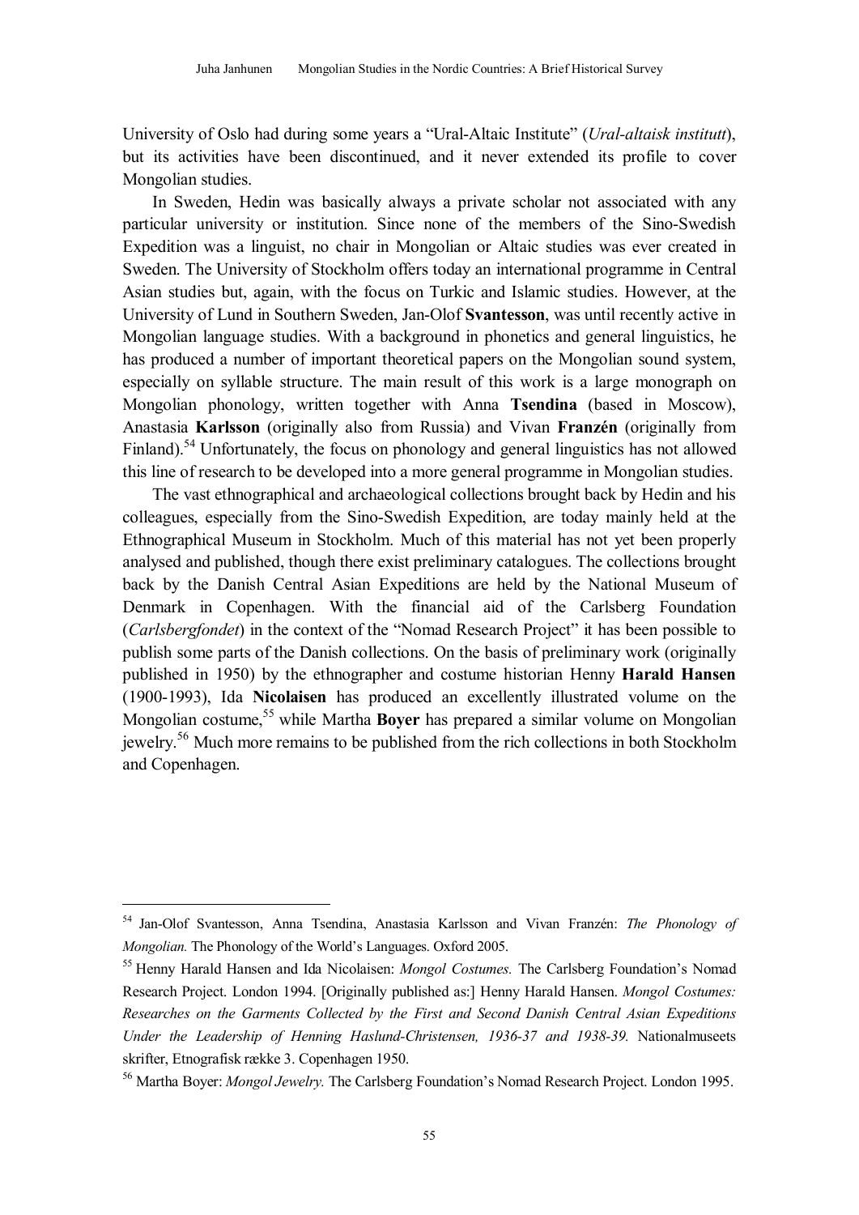University of Oslo had during some years a “Ural-Altaic Institute” (*Ural-altaisk institutt*), but its activities have been discontinued, and it never extended its profile to cover Mongolian studies.

In Sweden, Hedin was basically always a private scholar not associated with any particular university or institution. Since none of the members of the Sino-Swedish Expedition was a linguist, no chair in Mongolian or Altaic studies was ever created in Sweden. The University of Stockholm offers today an international programme in Central Asian studies but, again, with the focus on Turkic and Islamic studies. However, at the University of Lund in Southern Sweden, Jan-Olof **Svantesson**, was until recently active in Mongolian language studies. With a background in phonetics and general linguistics, he has produced a number of important theoretical papers on the Mongolian sound system, especially on syllable structure. The main result of this work is a large monograph on Mongolian phonology, written together with Anna **Tsendina** (based in Moscow), Anastasia **Karlsson** (originally also from Russia) and Vivan **Franzén** (originally from Finland).[54] Unfortunately, the focus on phonology and general linguistics has not allowed this line of research to be developed into a more general programme in Mongolian studies.

The vast ethnographical and archaeological collections brought back by Hedin and his colleagues, especially from the Sino-Swedish Expedition, are today mainly held at the Ethnographical Museum in Stockholm. Much of this material has not yet been properly analysed and published, though there exist preliminary catalogues. The collections brought back by the Danish Central Asian Expeditions are held by the National Museum of Denmark in Copenhagen. With the financial aid of the Carlsberg Foundation (*Carlsbergfondet*) in the context of the “Nomad Research Project” it has been possible to publish some parts of the Danish collections. On the basis of preliminary work (originally published in 1950) by the ethnographer and costume historian Henny **Harald Hansen** (1900-1993), Ida **Nicolaisen** has produced an excellently illustrated volume on the Mongolian costume,[55] while Martha **Boyer** has prepared a similar volume on Mongolian jewelry.[56] Much more remains to be published from the rich collections in both Stockholm and Copenhagen.

---

[54] Jan-Olof Svantesson, Anna Tsendina, Anastasia Karlsson and Vivan Franzén: *The Phonology of Mongolian.* The Phonology of the World’s Languages. Oxford 2005.

[55] Henny Harald Hansen and Ida Nicolaisen: *Mongol Costumes.* The Carlsberg Foundation’s Nomad Research Project. London 1994. [Originally published as:] Henny Harald Hansen. *Mongol Costumes: Researches on the Garments Collected by the First and Second Danish Central Asian Expeditions Under the Leadership of Henning Haslund-Christensen, 1936-37 and 1938-39.* Nationalmuseets skrifter, Etnografisk række 3. Copenhagen 1950.

[56] Martha Boyer: *Mongol Jewelry.* The Carlsberg Foundation’s Nomad Research Project. London 1995.